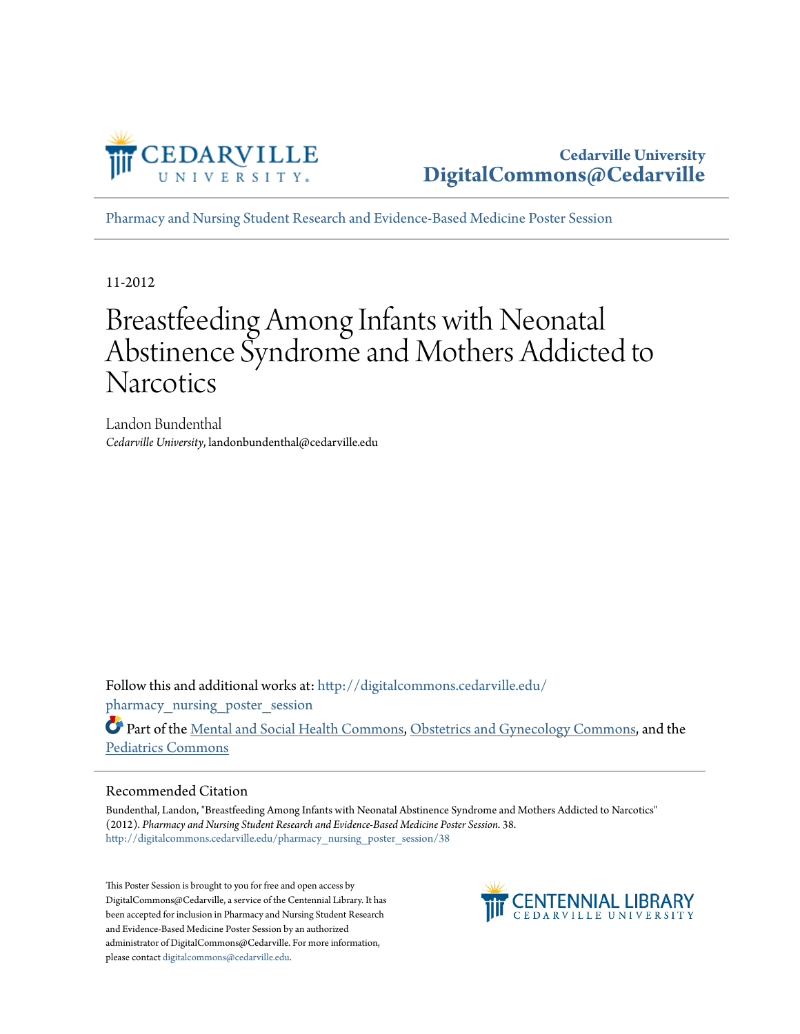Cedarville University
DigitalCommons@Cedarville

Pharmacy and Nursing Student Research and Evidence-Based Medicine Poster Session

11-2012

# Breastfeeding Among Infants with Neonatal Abstinence Syndrome and Mothers Addicted to Narcotics

Landon Bundenthal
*Cedarville University*, landonbundenthal@cedarville.edu

Follow this and additional works at: http://digitalcommons.cedarville.edu/pharmacy_nursing_poster_session

Part of the Mental and Social Health Commons, Obstetrics and Gynecology Commons, and the Pediatrics Commons

## Recommended Citation

Bundenthal, Landon, "Breastfeeding Among Infants with Neonatal Abstinence Syndrome and Mothers Addicted to Narcotics" (2012). *Pharmacy and Nursing Student Research and Evidence-Based Medicine Poster Session*. 38.
http://digitalcommons.cedarville.edu/pharmacy_nursing_poster_session/38

This Poster Session is brought to you for free and open access by DigitalCommons@Cedarville, a service of the Centennial Library. It has been accepted for inclusion in Pharmacy and Nursing Student Research and Evidence-Based Medicine Poster Session by an authorized administrator of DigitalCommons@Cedarville. For more information, please contact digitalcommons@cedarville.edu.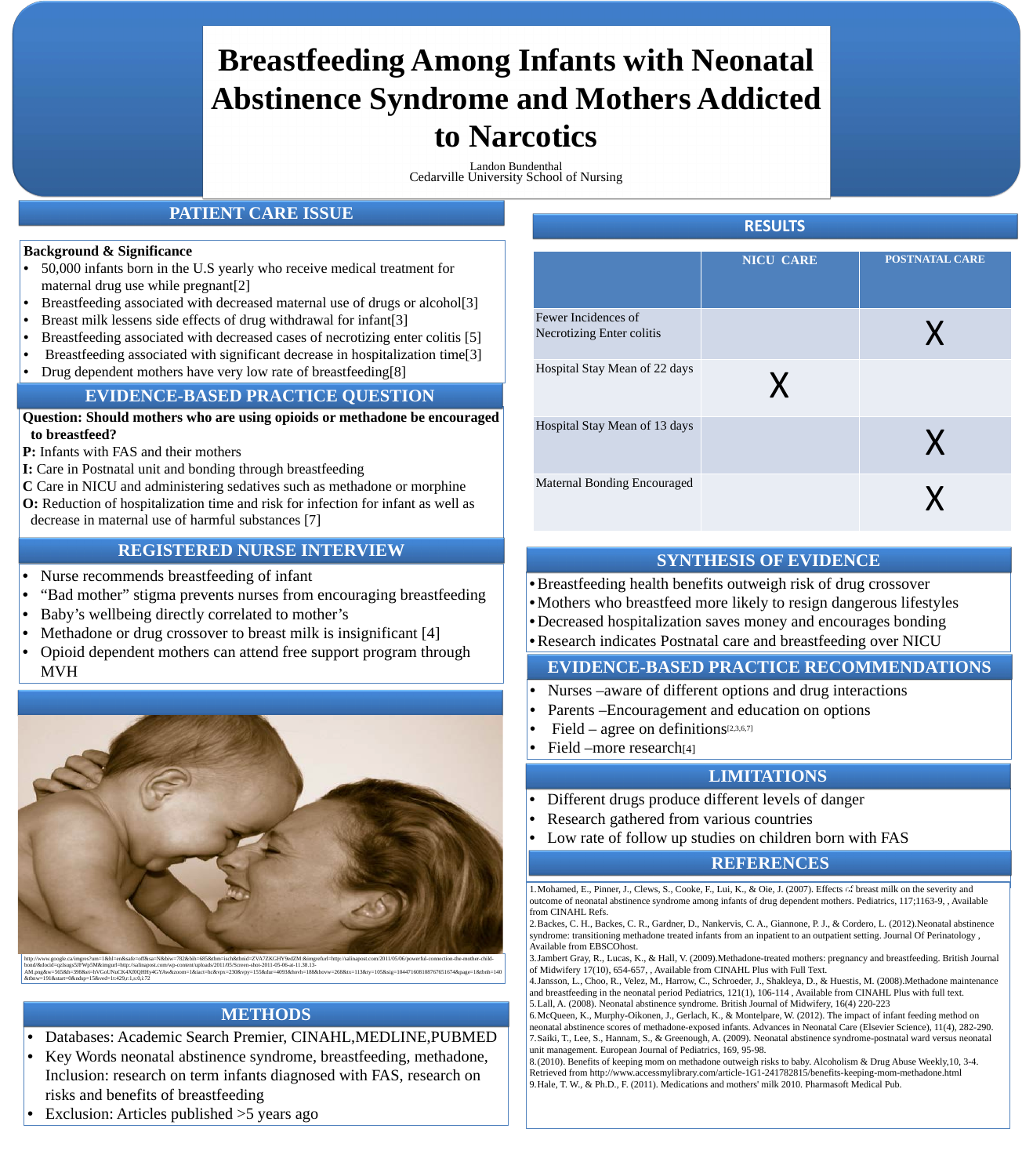# Breastfeeding Among Infants with Neonatal Abstinence Syndrome and Mothers Addicted to Narcotics

Landon Bundenthal
Cedarville University School of Nursing

## PATIENT CARE ISSUE

**Background & Significance**

- 50,000 infants born in the U.S yearly who receive medical treatment for maternal drug use while pregnant[2]
- Breastfeeding associated with decreased maternal use of drugs or alcohol[3]
- Breast milk lessens side effects of drug withdrawal for infant[3]
- Breastfeeding associated with decreased cases of necrotizing enter colitis [5]
- Breastfeeding associated with significant decrease in hospitalization time[3]
- Drug dependent mothers have very low rate of breastfeeding[8]

## EVIDENCE-BASED PRACTICE QUESTION

**Question: Should mothers who are using opioids or methadone be encouraged to breastfeed?**

**P:** Infants with FAS and their mothers
**I:** Care in Postnatal unit and bonding through breastfeeding
**C** Care in NICU and administering sedatives such as methadone or morphine
**O:** Reduction of hospitalization time and risk for infection for infant as well as decrease in maternal use of harmful substances [7]

## REGISTERED NURSE INTERVIEW

- Nurse recommends breastfeeding of infant
- "Bad mother" stigma prevents nurses from encouraging breastfeeding
- Baby's wellbeing directly correlated to mother's
- Methadone or drug crossover to breast milk is insignificant [4]
- Opioid dependent mothers can attend free support program through MVH

http://www.google.ca/imgres?um=1&hl=en&safe=off&sa=N&biw=782&bih=685&tbm=isch&tbnid=ZVA7ZKGHY9edZM:&imgrefurl=http://salinapost.com/2011/05/06/powerful-connection-the-mother-child-bond/&docid=qzIuqs5JFWp5M&imgurl=http://salinapost.com/wp-content/uploads/2011/05/Screen-shot-2011-05-06-at-11.38.13-AM.png&w=565&h=398&ei=hVGoUNuCK4X8QHHfy4GYAw&zoom=1&iact=hc&vpx=230&vpy=155&dur=4093&hovh=188&hovw=268&tx=113&ty=105&sig=104471608108767651674&page=1&tbnh=140&tbnw=191&start=0&ndsp=15&ved=1t:429,r:1,s:0,i:72

## METHODS

- Databases: Academic Search Premier, CINAHL,MEDLINE,PUBMED
- Key Words neonatal abstinence syndrome, breastfeeding, methadone, Inclusion: research on term infants diagnosed with FAS, research on risks and benefits of breastfeeding
- Exclusion: Articles published >5 years ago

## RESULTS

| | NICU CARE | POSTNATAL CARE |
|---|---|---|
| Fewer Incidences of Necrotizing Enter colitis | | X |
| Hospital Stay Mean of 22 days | X | |
| Hospital Stay Mean of 13 days | | X |
| Maternal Bonding Encouraged | | X |

## SYNTHESIS OF EVIDENCE

- Breastfeeding health benefits outweigh risk of drug crossover
- Mothers who breastfeed more likely to resign dangerous lifestyles
- Decreased hospitalization saves money and encourages bonding
- Research indicates Postnatal care and breastfeeding over NICU

## EVIDENCE-BASED PRACTICE RECOMMENDATIONS

- Nurses –aware of different options and drug interactions
- Parents –Encouragement and education on options
- Field – agree on definitions[2,3,6,7]
- Field –more research[4]

## LIMITATIONS

- Different drugs produce different levels of danger
- Research gathered from various countries
- Low rate of follow up studies on children born with FAS

## REFERENCES

1.Mohamed, E., Pinner, J., Clews, S., Cooke, F., Lui, K., & Oie, J. (2007). Effects of breast milk on the severity and outcome of neonatal abstinence syndrome among infants of drug dependent mothers. Pediatrics, 117;1163-9, , Available from CINAHL Refs.
2.Backes, C. H., Backes, C. R., Gardner, D., Nankervis, C. A., Giannone, P. J., & Cordero, L. (2012).Neonatal abstinence syndrome: transitioning methadone treated infants from an inpatient to an outpatient setting. Journal Of Perinatology , Available from EBSCOhost.
3.Jambert Gray, R., Lucas, K., & Hall, V. (2009).Methadone-treated mothers: pregnancy and breastfeeding. British Journal of Midwifery 17(10), 654-657, , Available from CINAHL Plus with Full Text.
4.Jansson, L., Choo, R., Velez, M., Harrow, C., Schroeder, J., Shakleya, D., & Huestis, M. (2008).Methadone maintenance and breastfeeding in the neonatal period Pediatrics, 121(1), 106-114 , Available from CINAHL Plus with full text.
5.Lall, A. (2008). Neonatal abstinence syndrome. British Journal of Midwifery, 16(4) 220-223
6.McQueen, K., Murphy-Oikonen, J., Gerlach, K., & Montelpare, W. (2012). The impact of infant feeding method on neonatal abstinence scores of methadone-exposed infants. Advances in Neonatal Care (Elsevier Science), 11(4), 282-290.
7.Saiki, T., Lee, S., Hannam, S., & Greenough, A. (2009). Neonatal abstinence syndrome-postnatal ward versus neonatal unit management. European Journal of Pediatrics, 169, 95-98.
8.(2010). Benefits of keeping mom on methadone outweigh risks to baby. Alcoholism & Drug Abuse Weekly,10, 3-4. Retrieved from http://www.accessmylibrary.com/article-1G1-241782815/benefits-keeping-mom-methadone.html
9.Hale, T. W., & Ph.D., F. (2011). Medications and mothers' milk 2010. Pharmasoft Medical Pub.